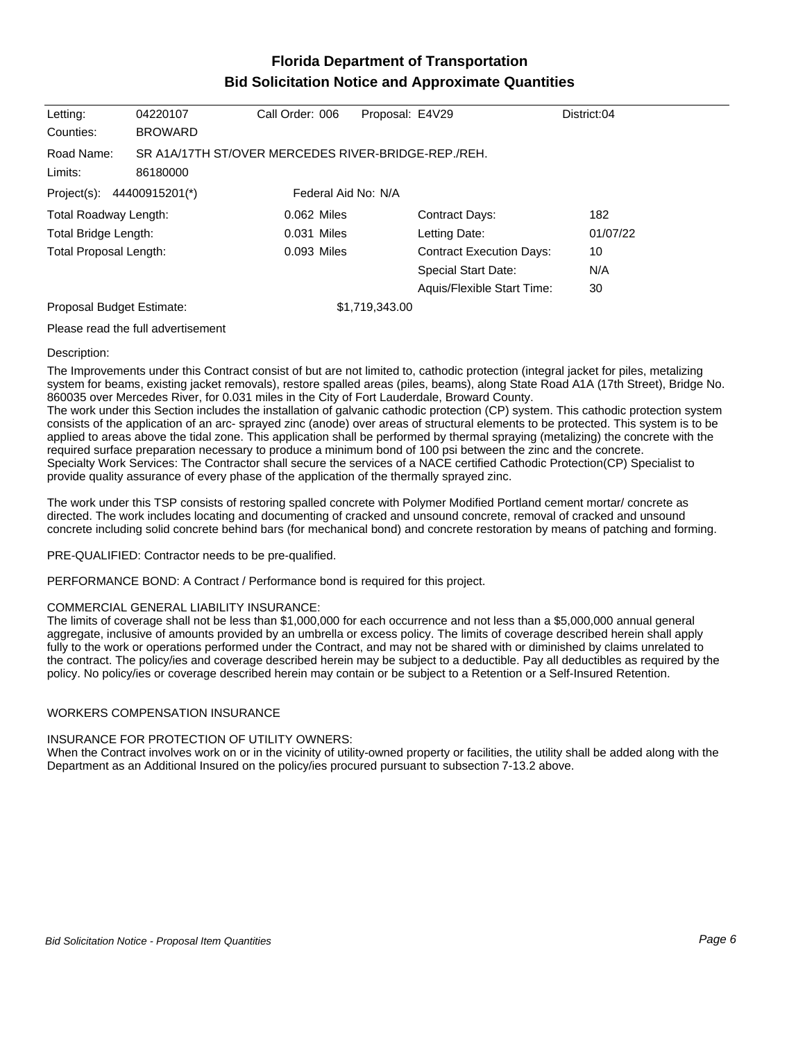# Florida Department of Transportation
## Bid Solicitation Notice and Approximate Quantities

| | | | | |
|---|---|---|---|---|
| Letting: | 04220107 | Call Order: 006 | Proposal: E4V29 | District:04 |
| Counties: | BROWARD | | | |

Road Name: SR A1A/17TH ST/OVER MERCEDES RIVER-BRIDGE-REP./REH.

Limits: 86180000

Project(s): 44400915201(*) Federal Aid No: N/A

| | | | |
|---|---|---|---|
| Total Roadway Length: | 0.062 Miles | Contract Days: | 182 |
| Total Bridge Length: | 0.031 Miles | Letting Date: | 01/07/22 |
| Total Proposal Length: | 0.093 Miles | Contract Execution Days: | 10 |
| | | Special Start Date: | N/A |
| | | Aquis/Flexible Start Time: | 30 |

Proposal Budget Estimate: $1,719,343.00

Please read the full advertisement

Description:

The Improvements under this Contract consist of but are not limited to, cathodic protection (integral jacket for piles, metalizing system for beams, existing jacket removals), restore spalled areas (piles, beams), along State Road A1A (17th Street), Bridge No. 860035 over Mercedes River, for 0.031 miles in the City of Fort Lauderdale, Broward County.
The work under this Section includes the installation of galvanic cathodic protection (CP) system. This cathodic protection system consists of the application of an arc- sprayed zinc (anode) over areas of structural elements to be protected. This system is to be applied to areas above the tidal zone. This application shall be performed by thermal spraying (metalizing) the concrete with the required surface preparation necessary to produce a minimum bond of 100 psi between the zinc and the concrete.
Specialty Work Services: The Contractor shall secure the services of a NACE certified Cathodic Protection(CP) Specialist to provide quality assurance of every phase of the application of the thermally sprayed zinc.

The work under this TSP consists of restoring spalled concrete with Polymer Modified Portland cement mortar/ concrete as directed. The work includes locating and documenting of cracked and unsound concrete, removal of cracked and unsound concrete including solid concrete behind bars (for mechanical bond) and concrete restoration by means of patching and forming.

PRE-QUALIFIED: Contractor needs to be pre-qualified.

PERFORMANCE BOND: A Contract / Performance bond is required for this project.

COMMERCIAL GENERAL LIABILITY INSURANCE:
The limits of coverage shall not be less than $1,000,000 for each occurrence and not less than a $5,000,000 annual general aggregate, inclusive of amounts provided by an umbrella or excess policy. The limits of coverage described herein shall apply fully to the work or operations performed under the Contract, and may not be shared with or diminished by claims unrelated to the contract. The policy/ies and coverage described herein may be subject to a deductible. Pay all deductibles as required by the policy. No policy/ies or coverage described herein may contain or be subject to a Retention or a Self-Insured Retention.

WORKERS COMPENSATION INSURANCE

INSURANCE FOR PROTECTION OF UTILITY OWNERS:
When the Contract involves work on or in the vicinity of utility-owned property or facilities, the utility shall be added along with the Department as an Additional Insured on the policy/ies procured pursuant to subsection 7-13.2 above.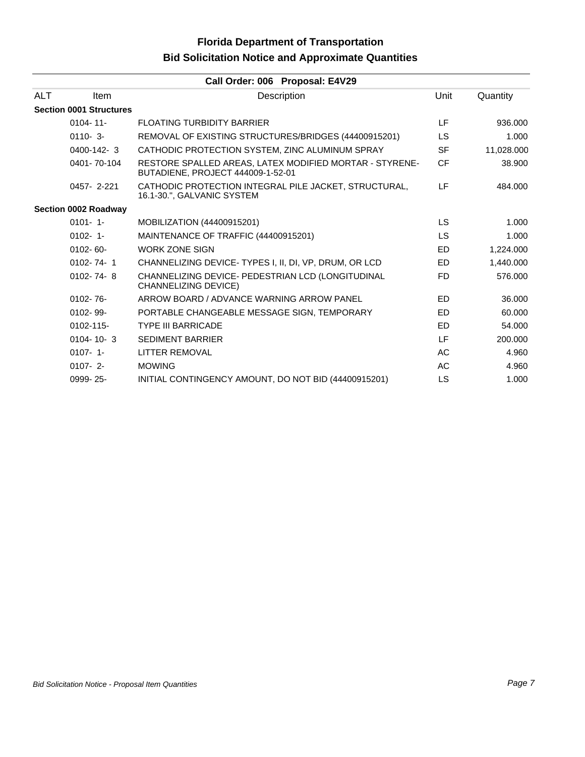# Florida Department of Transportation

## Bid Solicitation Notice and Approximate Quantities

**Call Order: 006 Proposal: E4V29**

| ALT | Item | Description | Unit | Quantity |
|---|---|---|---|---|
| **Section 0001 Structures** | | | | |
| | 0104- 11- | FLOATING TURBIDITY BARRIER | LF | 936.000 |
| | 0110- 3- | REMOVAL OF EXISTING STRUCTURES/BRIDGES (44400915201) | LS | 1.000 |
| | 0400-142- 3 | CATHODIC PROTECTION SYSTEM, ZINC ALUMINUM SPRAY | SF | 11,028.000 |
| | 0401- 70-104 | RESTORE SPALLED AREAS, LATEX MODIFIED MORTAR - STYRENE-BUTADIENE, PROJECT 444009-1-52-01 | CF | 38.900 |
| | 0457- 2-221 | CATHODIC PROTECTION INTEGRAL PILE JACKET, STRUCTURAL, 16.1-30.", GALVANIC SYSTEM | LF | 484.000 |
| **Section 0002 Roadway** | | | | |
| | 0101- 1- | MOBILIZATION (44400915201) | LS | 1.000 |
| | 0102- 1- | MAINTENANCE OF TRAFFIC (44400915201) | LS | 1.000 |
| | 0102- 60- | WORK ZONE SIGN | ED | 1,224.000 |
| | 0102- 74- 1 | CHANNELIZING DEVICE- TYPES I, II, DI, VP, DRUM, OR LCD | ED | 1,440.000 |
| | 0102- 74- 8 | CHANNELIZING DEVICE- PEDESTRIAN LCD (LONGITUDINAL CHANNELIZING DEVICE) | FD | 576.000 |
| | 0102- 76- | ARROW BOARD / ADVANCE WARNING ARROW PANEL | ED | 36.000 |
| | 0102- 99- | PORTABLE CHANGEABLE MESSAGE SIGN, TEMPORARY | ED | 60.000 |
| | 0102-115- | TYPE III BARRICADE | ED | 54.000 |
| | 0104- 10- 3 | SEDIMENT BARRIER | LF | 200.000 |
| | 0107- 1- | LITTER REMOVAL | AC | 4.960 |
| | 0107- 2- | MOWING | AC | 4.960 |
| | 0999- 25- | INITIAL CONTINGENCY AMOUNT, DO NOT BID (44400915201) | LS | 1.000 |